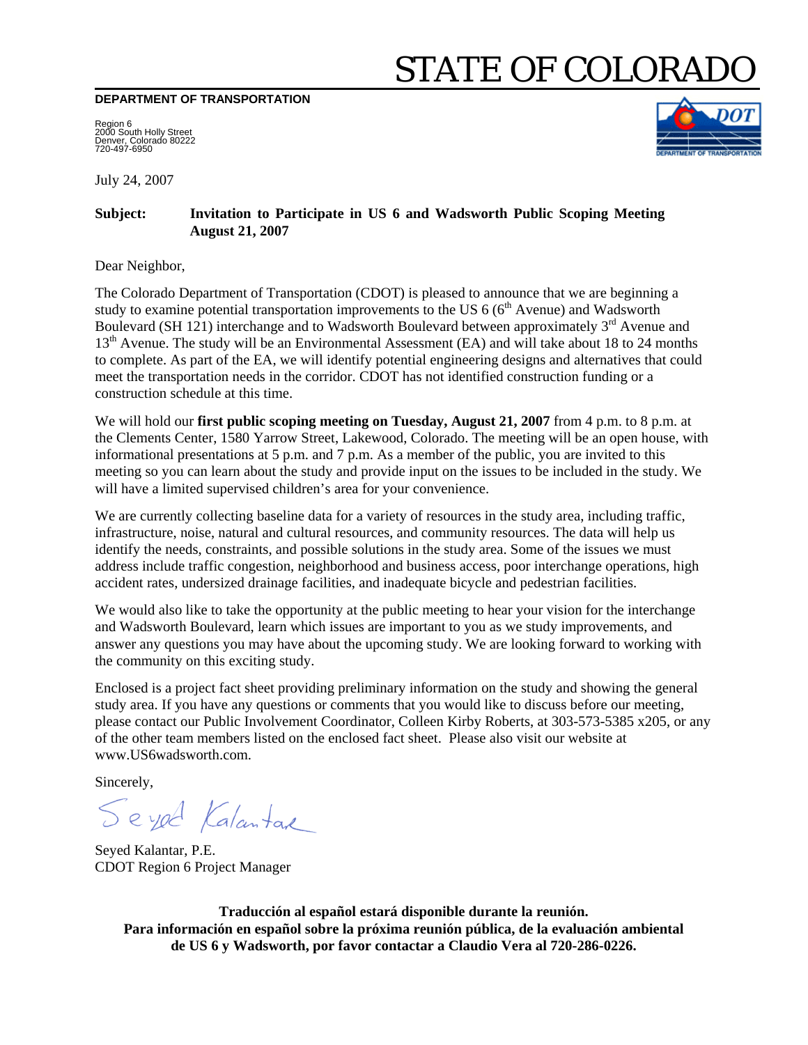# STATE OF COLORADO

**DEPARTMENT OF TRANSPORTATION**

Region 6
2000 South Holly Street
Denver, Colorado 80222
720-497-6950

July 24, 2007

**Subject:** **Invitation to Participate in US 6 and Wadsworth Public Scoping Meeting August 21, 2007**

Dear Neighbor,

The Colorado Department of Transportation (CDOT) is pleased to announce that we are beginning a study to examine potential transportation improvements to the US 6 (6th Avenue) and Wadsworth Boulevard (SH 121) interchange and to Wadsworth Boulevard between approximately 3rd Avenue and 13th Avenue. The study will be an Environmental Assessment (EA) and will take about 18 to 24 months to complete. As part of the EA, we will identify potential engineering designs and alternatives that could meet the transportation needs in the corridor. CDOT has not identified construction funding or a construction schedule at this time.

We will hold our **first public scoping meeting on Tuesday, August 21, 2007** from 4 p.m. to 8 p.m. at the Clements Center, 1580 Yarrow Street, Lakewood, Colorado. The meeting will be an open house, with informational presentations at 5 p.m. and 7 p.m. As a member of the public, you are invited to this meeting so you can learn about the study and provide input on the issues to be included in the study. We will have a limited supervised children's area for your convenience.

We are currently collecting baseline data for a variety of resources in the study area, including traffic, infrastructure, noise, natural and cultural resources, and community resources. The data will help us identify the needs, constraints, and possible solutions in the study area. Some of the issues we must address include traffic congestion, neighborhood and business access, poor interchange operations, high accident rates, undersized drainage facilities, and inadequate bicycle and pedestrian facilities.

We would also like to take the opportunity at the public meeting to hear your vision for the interchange and Wadsworth Boulevard, learn which issues are important to you as we study improvements, and answer any questions you may have about the upcoming study. We are looking forward to working with the community on this exciting study.

Enclosed is a project fact sheet providing preliminary information on the study and showing the general study area. If you have any questions or comments that you would like to discuss before our meeting, please contact our Public Involvement Coordinator, Colleen Kirby Roberts, at 303-573-5385 x205, or any of the other team members listed on the enclosed fact sheet. Please also visit our website at www.US6wadsworth.com.

Sincerely,

Seyed Kalantar

Seyed Kalantar, P.E.
CDOT Region 6 Project Manager

**Traducción al español estará disponible durante la reunión.**
**Para información en español sobre la próxima reunión pública, de la evaluación ambiental de US 6 y Wadsworth, por favor contactar a Claudio Vera al 720-286-0226.**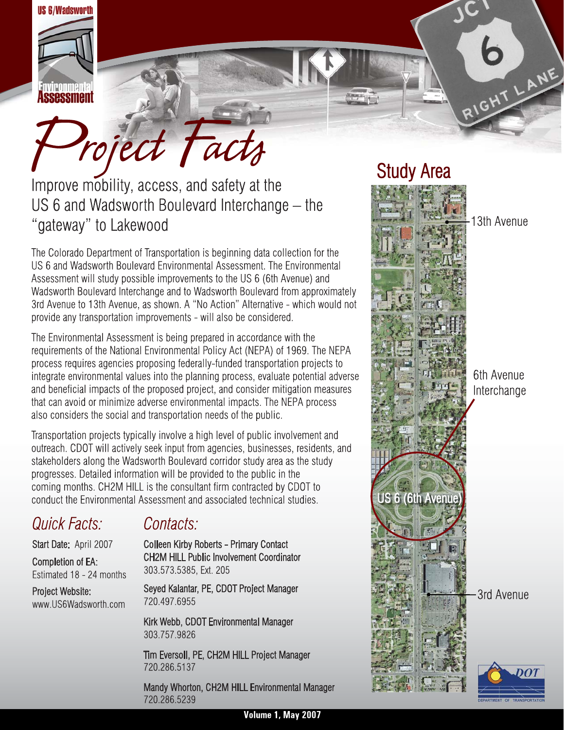US 6/Wadsworth

Environmental Assessment

# Project Facts

Improve mobility, access, and safety at the US 6 and Wadsworth Boulevard Interchange – the "gateway" to Lakewood

The Colorado Department of Transportation is beginning data collection for the US 6 and Wadsworth Boulevard Environmental Assessment. The Environmental Assessment will study possible improvements to the US 6 (6th Avenue) and Wadsworth Boulevard Interchange and to Wadsworth Boulevard from approximately 3rd Avenue to 13th Avenue, as shown. A "No Action" Alternative - which would not provide any transportation improvements - will also be considered.

The Environmental Assessment is being prepared in accordance with the requirements of the National Environmental Policy Act (NEPA) of 1969. The NEPA process requires agencies proposing federally-funded transportation projects to integrate environmental values into the planning process, evaluate potential adverse and beneficial impacts of the proposed project, and consider mitigation measures that can avoid or minimize adverse environmental impacts. The NEPA process also considers the social and transportation needs of the public.

Transportation projects typically involve a high level of public involvement and outreach. CDOT will actively seek input from agencies, businesses, residents, and stakeholders along the Wadsworth Boulevard corridor study area as the study progresses. Detailed information will be provided to the public in the coming months. CH2M HILL is the consultant firm contracted by CDOT to conduct the Environmental Assessment and associated technical studies.

## *Quick Facts:*

**Start Date:** April 2007

**Completion of EA:** Estimated 18 - 24 months

**Project Website:** www.US6Wadsworth.com

## *Contacts:*

**Colleen Kirby Roberts - Primary Contact**
**CH2M HILL Public Involvement Coordinator**
303.573.5385, Ext. 205

**Seyed Kalantar, PE, CDOT Project Manager**
720.497.6955

**Kirk Webb, CDOT Environmental Manager**
303.757.9826

**Tim Eversoll, PE, CH2M HILL Project Manager**
720.286.5137

**Mandy Whorton, CH2M HILL Environmental Manager**
720.286.5239

## Study Area

13th Avenue

6th Avenue Interchange

US 6 (6th Avenue)

3rd Avenue

DOT
DEPARTMENT OF TRANSPORTATION

**Volume 1, May 2007**